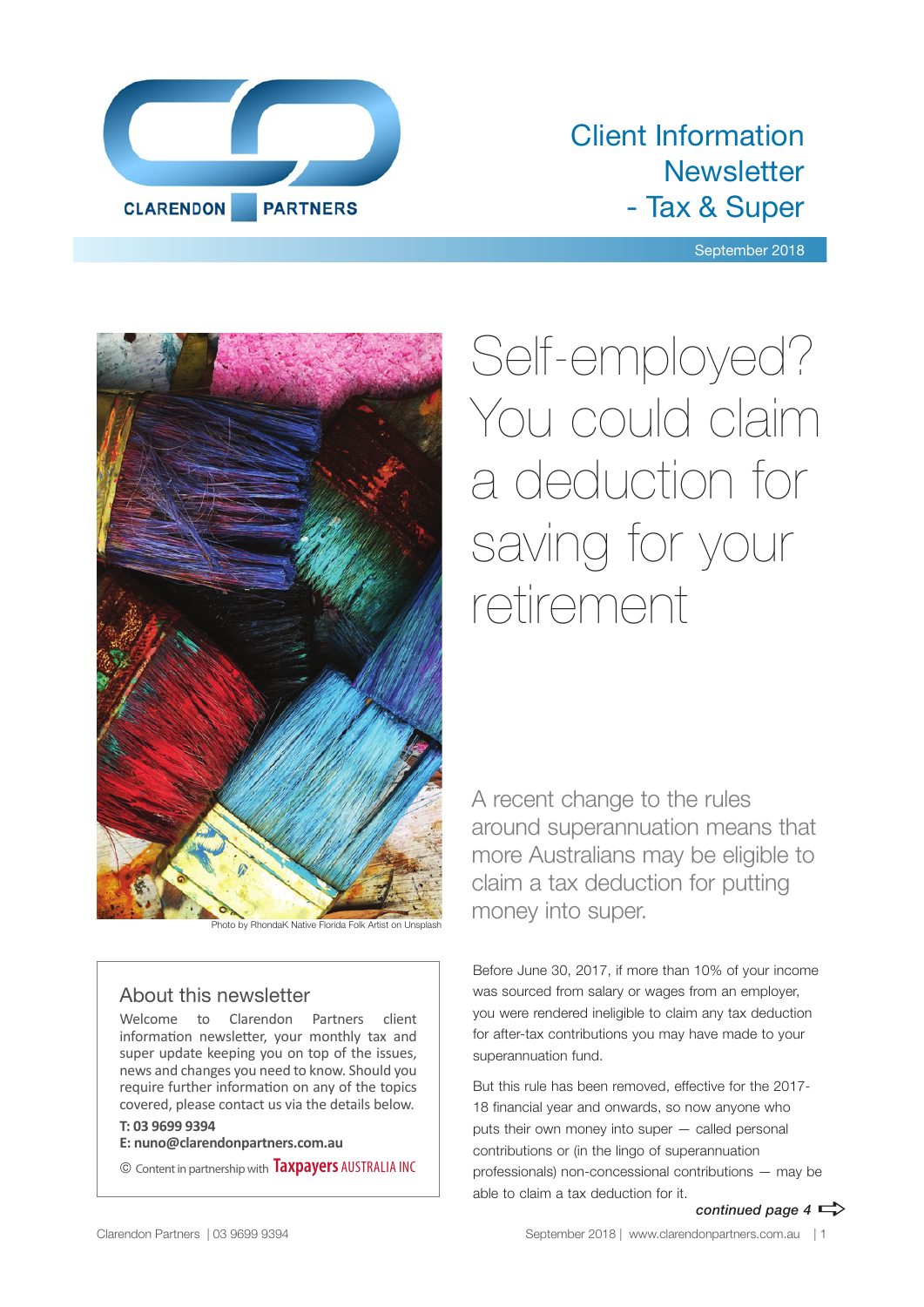CLARENDON PARTNERS

# Client Information Newsletter - Tax & Super

September 2018

Photo by RhondaK Native Florida Folk Artist on Unsplash

## Self-employed? You could claim a deduction for saving for your retirement

A recent change to the rules around superannuation means that more Australians may be eligible to claim a tax deduction for putting money into super.

Before June 30, 2017, if more than 10% of your income was sourced from salary or wages from an employer, you were rendered ineligible to claim any tax deduction for after-tax contributions you may have made to your superannuation fund.

But this rule has been removed, effective for the 2017-18 financial year and onwards, so now anyone who puts their own money into super — called personal contributions or (in the lingo of superannuation professionals) non-concessional contributions — may be able to claim a tax deduction for it.

*continued page 4*

### About this newsletter

Welcome to Clarendon Partners client information newsletter, your monthly tax and super update keeping you on top of the issues, news and changes you need to know. Should you require further information on any of the topics covered, please contact us via the details below.

**T: 03 9699 9394**
**E: nuno@clarendonpartners.com.au**

© Content in partnership with Taxpayers AUSTRALIA INC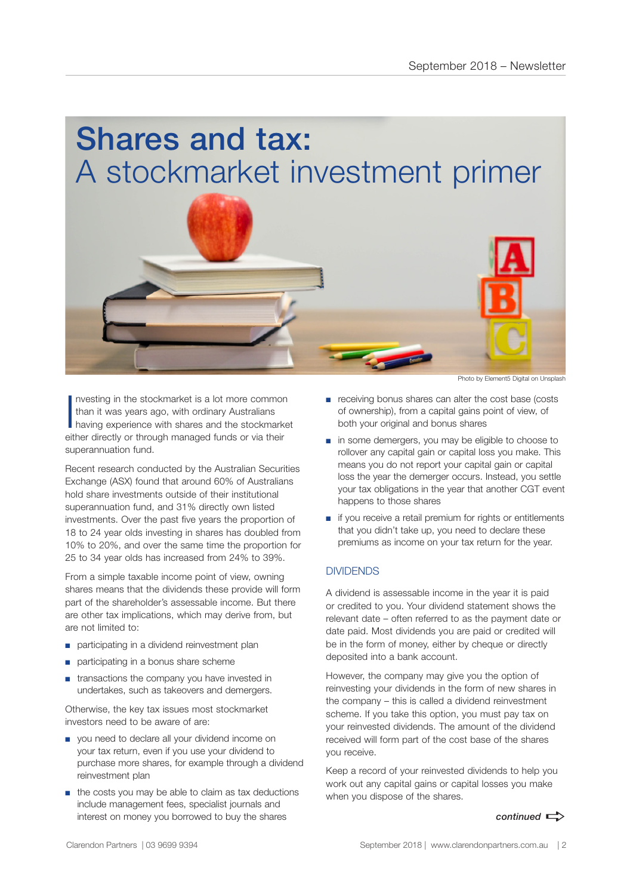# **Shares and tax:** A stockmarket investment primer

Photo by Element5 Digital on Unsplash

Investing in the stockmarket is a lot more common than it was years ago, with ordinary Australians having experience with shares and the stockmarket either directly or through managed funds or via their superannuation fund.

Recent research conducted by the Australian Securities Exchange (ASX) found that around 60% of Australians hold share investments outside of their institutional superannuation fund, and 31% directly own listed investments. Over the past five years the proportion of 18 to 24 year olds investing in shares has doubled from 10% to 20%, and over the same time the proportion for 25 to 34 year olds has increased from 24% to 39%.

From a simple taxable income point of view, owning shares means that the dividends these provide will form part of the shareholder's assessable income. But there are other tax implications, which may derive from, but are not limited to:

- participating in a dividend reinvestment plan
- participating in a bonus share scheme
- transactions the company you have invested in undertakes, such as takeovers and demergers.

Otherwise, the key tax issues most stockmarket investors need to be aware of are:

- you need to declare all your dividend income on your tax return, even if you use your dividend to purchase more shares, for example through a dividend reinvestment plan
- the costs you may be able to claim as tax deductions include management fees, specialist journals and interest on money you borrowed to buy the shares
- receiving bonus shares can alter the cost base (costs of ownership), from a capital gains point of view, of both your original and bonus shares
- in some demergers, you may be eligible to choose to rollover any capital gain or capital loss you make. This means you do not report your capital gain or capital loss the year the demerger occurs. Instead, you settle your tax obligations in the year that another CGT event happens to those shares
- if you receive a retail premium for rights or entitlements that you didn't take up, you need to declare these premiums as income on your tax return for the year.

## DIVIDENDS

A dividend is assessable income in the year it is paid or credited to you. Your dividend statement shows the relevant date – often referred to as the payment date or date paid. Most dividends you are paid or credited will be in the form of money, either by cheque or directly deposited into a bank account.

However, the company may give you the option of reinvesting your dividends in the form of new shares in the company – this is called a dividend reinvestment scheme. If you take this option, you must pay tax on your reinvested dividends. The amount of the dividend received will form part of the cost base of the shares you receive.

Keep a record of your reinvested dividends to help you work out any capital gains or capital losses you make when you dispose of the shares.

*continued*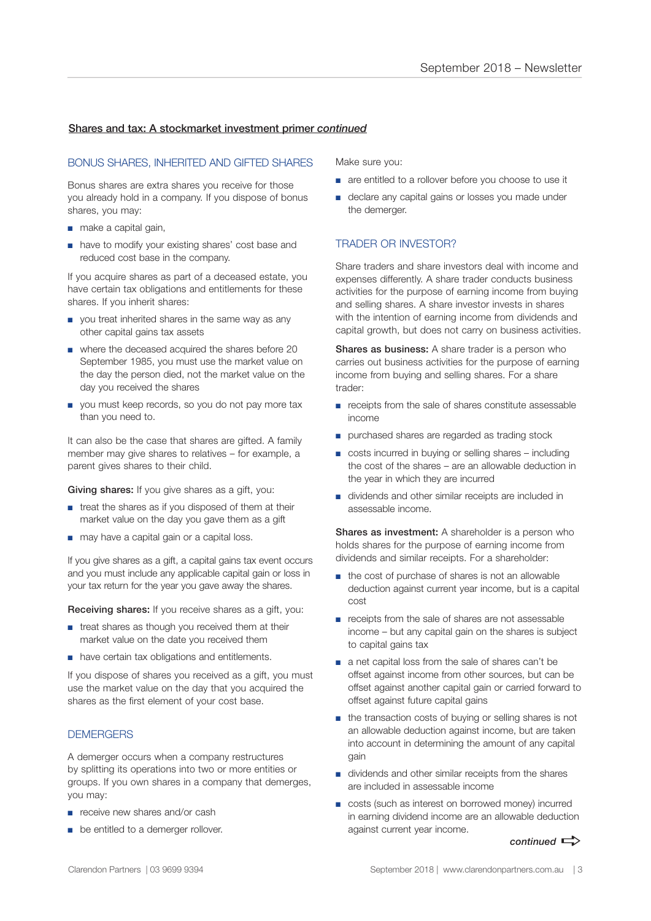## Shares and tax: A stockmarket investment primer *continued*

### BONUS SHARES, INHERITED AND GIFTED SHARES

Bonus shares are extra shares you receive for those you already hold in a company. If you dispose of bonus shares, you may:

- make a capital gain,
- have to modify your existing shares' cost base and reduced cost base in the company.

If you acquire shares as part of a deceased estate, you have certain tax obligations and entitlements for these shares. If you inherit shares:

- you treat inherited shares in the same way as any other capital gains tax assets
- where the deceased acquired the shares before 20 September 1985, you must use the market value on the day the person died, not the market value on the day you received the shares
- you must keep records, so you do not pay more tax than you need to.

It can also be the case that shares are gifted. A family member may give shares to relatives – for example, a parent gives shares to their child.

**Giving shares:** If you give shares as a gift, you:

- treat the shares as if you disposed of them at their market value on the day you gave them as a gift
- may have a capital gain or a capital loss.

If you give shares as a gift, a capital gains tax event occurs and you must include any applicable capital gain or loss in your tax return for the year you gave away the shares.

**Receiving shares:** If you receive shares as a gift, you:

- treat shares as though you received them at their market value on the date you received them
- have certain tax obligations and entitlements.

If you dispose of shares you received as a gift, you must use the market value on the day that you acquired the shares as the first element of your cost base.

### DEMERGERS

A demerger occurs when a company restructures by splitting its operations into two or more entities or groups. If you own shares in a company that demerges, you may:

- receive new shares and/or cash
- be entitled to a demerger rollover.

Make sure you:

- are entitled to a rollover before you choose to use it
- declare any capital gains or losses you made under the demerger.

### TRADER OR INVESTOR?

Share traders and share investors deal with income and expenses differently. A share trader conducts business activities for the purpose of earning income from buying and selling shares. A share investor invests in shares with the intention of earning income from dividends and capital growth, but does not carry on business activities.

**Shares as business:** A share trader is a person who carries out business activities for the purpose of earning income from buying and selling shares. For a share trader:

- receipts from the sale of shares constitute assessable income
- purchased shares are regarded as trading stock
- costs incurred in buying or selling shares – including the cost of the shares – are an allowable deduction in the year in which they are incurred
- dividends and other similar receipts are included in assessable income.

**Shares as investment:** A shareholder is a person who holds shares for the purpose of earning income from dividends and similar receipts. For a shareholder:

- the cost of purchase of shares is not an allowable deduction against current year income, but is a capital cost
- receipts from the sale of shares are not assessable income – but any capital gain on the shares is subject to capital gains tax
- a net capital loss from the sale of shares can't be offset against income from other sources, but can be offset against another capital gain or carried forward to offset against future capital gains
- the transaction costs of buying or selling shares is not an allowable deduction against income, but are taken into account in determining the amount of any capital gain
- dividends and other similar receipts from the shares are included in assessable income
- costs (such as interest on borrowed money) incurred in earning dividend income are an allowable deduction against current year income.

*continued*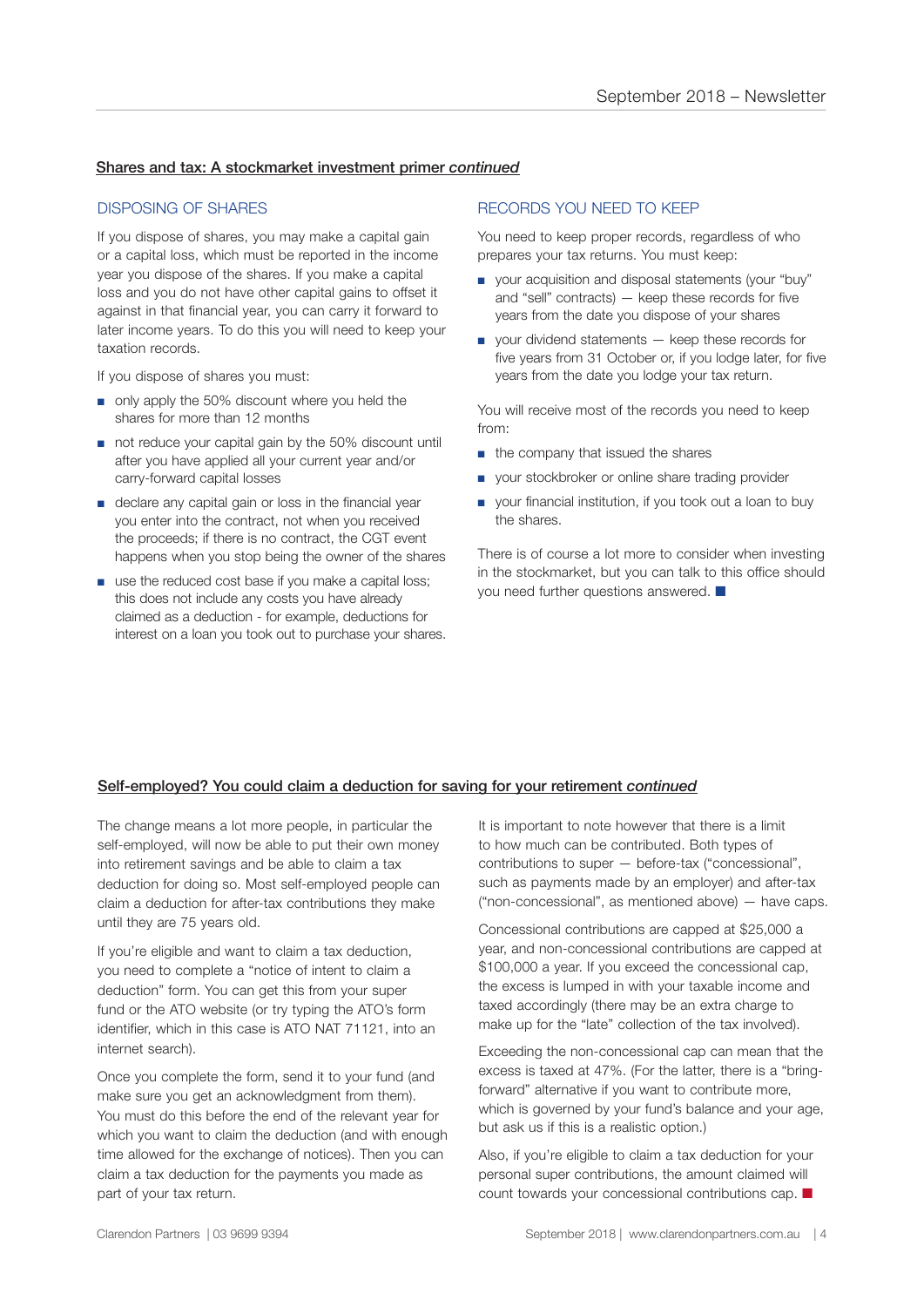## Shares and tax: A stockmarket investment primer *continued*

### DISPOSING OF SHARES

If you dispose of shares, you may make a capital gain or a capital loss, which must be reported in the income year you dispose of the shares. If you make a capital loss and you do not have other capital gains to offset it against in that financial year, you can carry it forward to later income years. To do this you will need to keep your taxation records.

If you dispose of shares you must:

- only apply the 50% discount where you held the shares for more than 12 months
- not reduce your capital gain by the 50% discount until after you have applied all your current year and/or carry-forward capital losses
- declare any capital gain or loss in the financial year you enter into the contract, not when you received the proceeds; if there is no contract, the CGT event happens when you stop being the owner of the shares
- use the reduced cost base if you make a capital loss; this does not include any costs you have already claimed as a deduction - for example, deductions for interest on a loan you took out to purchase your shares.

### RECORDS YOU NEED TO KEEP

You need to keep proper records, regardless of who prepares your tax returns. You must keep:

- your acquisition and disposal statements (your "buy" and "sell" contracts) — keep these records for five years from the date you dispose of your shares
- your dividend statements — keep these records for five years from 31 October or, if you lodge later, for five years from the date you lodge your tax return.

You will receive most of the records you need to keep from:

- the company that issued the shares
- your stockbroker or online share trading provider
- your financial institution, if you took out a loan to buy the shares.

There is of course a lot more to consider when investing in the stockmarket, but you can talk to this office should you need further questions answered. ■

## Self-employed? You could claim a deduction for saving for your retirement *continued*

The change means a lot more people, in particular the self-employed, will now be able to put their own money into retirement savings and be able to claim a tax deduction for doing so. Most self-employed people can claim a deduction for after-tax contributions they make until they are 75 years old.

If you're eligible and want to claim a tax deduction, you need to complete a "notice of intent to claim a deduction" form. You can get this from your super fund or the ATO website (or try typing the ATO's form identifier, which in this case is ATO NAT 71121, into an internet search).

Once you complete the form, send it to your fund (and make sure you get an acknowledgment from them). You must do this before the end of the relevant year for which you want to claim the deduction (and with enough time allowed for the exchange of notices). Then you can claim a tax deduction for the payments you made as part of your tax return.

It is important to note however that there is a limit to how much can be contributed. Both types of contributions to super — before-tax ("concessional", such as payments made by an employer) and after-tax ("non-concessional", as mentioned above) — have caps.

Concessional contributions are capped at $25,000 a year, and non-concessional contributions are capped at $100,000 a year. If you exceed the concessional cap, the excess is lumped in with your taxable income and taxed accordingly (there may be an extra charge to make up for the "late" collection of the tax involved).

Exceeding the non-concessional cap can mean that the excess is taxed at 47%. (For the latter, there is a "bring-forward" alternative if you want to contribute more, which is governed by your fund's balance and your age, but ask us if this is a realistic option.)

Also, if you're eligible to claim a tax deduction for your personal super contributions, the amount claimed will count towards your concessional contributions cap. ■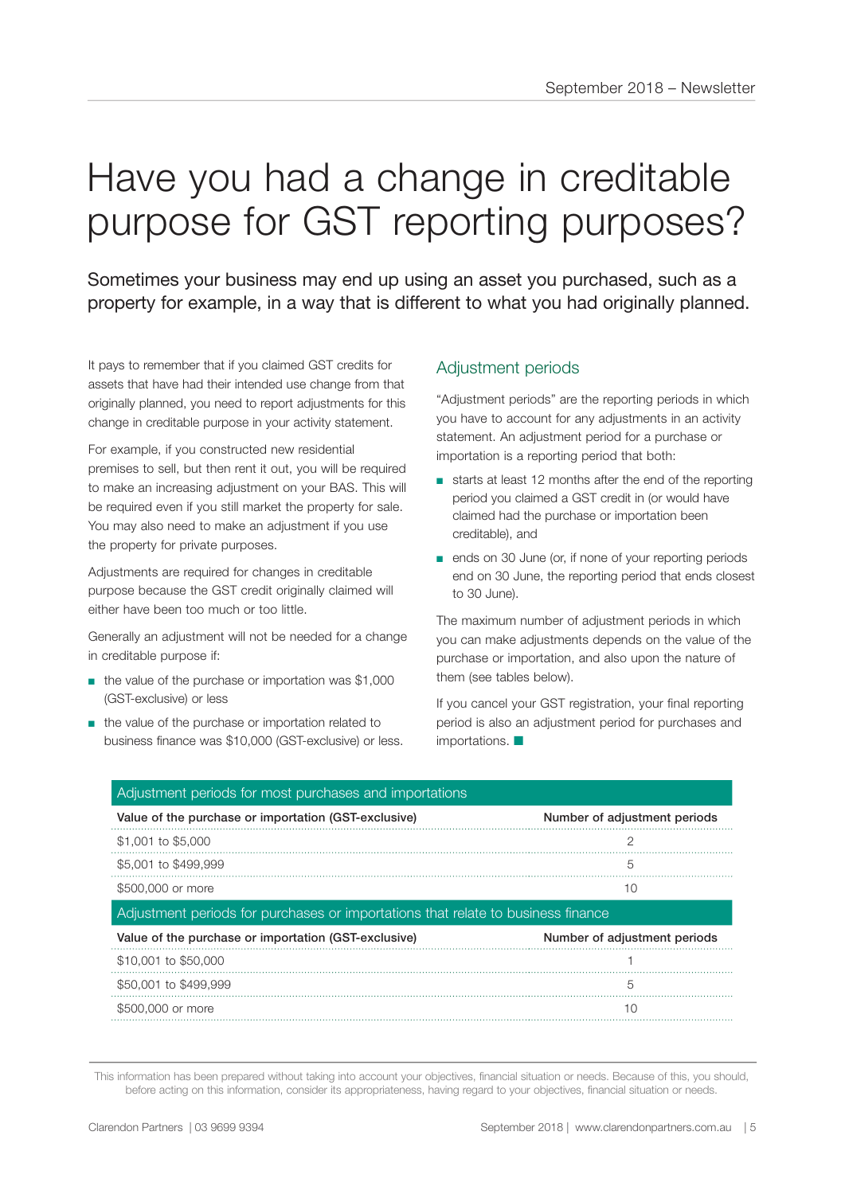# Have you had a change in creditable purpose for GST reporting purposes?

Sometimes your business may end up using an asset you purchased, such as a property for example, in a way that is different to what you had originally planned.

It pays to remember that if you claimed GST credits for assets that have had their intended use change from that originally planned, you need to report adjustments for this change in creditable purpose in your activity statement.

For example, if you constructed new residential premises to sell, but then rent it out, you will be required to make an increasing adjustment on your BAS. This will be required even if you still market the property for sale. You may also need to make an adjustment if you use the property for private purposes.

Adjustments are required for changes in creditable purpose because the GST credit originally claimed will either have been too much or too little.

Generally an adjustment will not be needed for a change in creditable purpose if:

- the value of the purchase or importation was $1,000 (GST-exclusive) or less
- the value of the purchase or importation related to business finance was $10,000 (GST-exclusive) or less.

## Adjustment periods

"Adjustment periods" are the reporting periods in which you have to account for any adjustments in an activity statement. An adjustment period for a purchase or importation is a reporting period that both:

- starts at least 12 months after the end of the reporting period you claimed a GST credit in (or would have claimed had the purchase or importation been creditable), and
- ends on 30 June (or, if none of your reporting periods end on 30 June, the reporting period that ends closest to 30 June).

The maximum number of adjustment periods in which you can make adjustments depends on the value of the purchase or importation, and also upon the nature of them (see tables below).

If you cancel your GST registration, your final reporting period is also an adjustment period for purchases and importations.

| Adjustment periods for most purchases and importations | |
|---|---|
| **Value of the purchase or importation (GST-exclusive)** | **Number of adjustment periods** |
| $1,001 to $5,000 | 2 |
| $5,001 to $499,999 | 5 |
| $500,000 or more | 10 |

| Adjustment periods for purchases or importations that relate to business finance | |
|---|---|
| **Value of the purchase or importation (GST-exclusive)** | **Number of adjustment periods** |
| $10,001 to $50,000 | 1 |
| $50,001 to $499,999 | 5 |
| $500,000 or more | 10 |

This information has been prepared without taking into account your objectives, financial situation or needs. Because of this, you should, before acting on this information, consider its appropriateness, having regard to your objectives, financial situation or needs.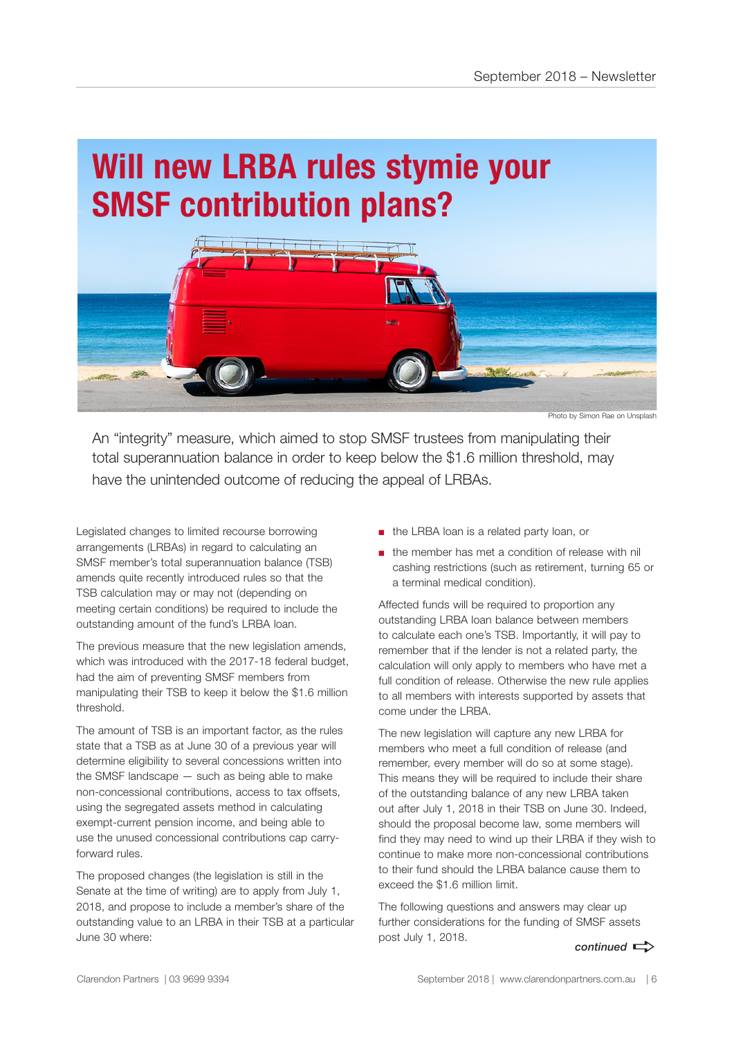# Will new LRBA rules stymie your SMSF contribution plans?

Photo by Simon Rae on Unsplash

An "integrity" measure, which aimed to stop SMSF trustees from manipulating their total superannuation balance in order to keep below the $1.6 million threshold, may have the unintended outcome of reducing the appeal of LRBAs.

Legislated changes to limited recourse borrowing arrangements (LRBAs) in regard to calculating an SMSF member's total superannuation balance (TSB) amends quite recently introduced rules so that the TSB calculation may or may not (depending on meeting certain conditions) be required to include the outstanding amount of the fund's LRBA loan.

The previous measure that the new legislation amends, which was introduced with the 2017-18 federal budget, had the aim of preventing SMSF members from manipulating their TSB to keep it below the $1.6 million threshold.

The amount of TSB is an important factor, as the rules state that a TSB as at June 30 of a previous year will determine eligibility to several concessions written into the SMSF landscape — such as being able to make non-concessional contributions, access to tax offsets, using the segregated assets method in calculating exempt-current pension income, and being able to use the unused concessional contributions cap carry-forward rules.

The proposed changes (the legislation is still in the Senate at the time of writing) are to apply from July 1, 2018, and propose to include a member's share of the outstanding value to an LRBA in their TSB at a particular June 30 where:

- the LRBA loan is a related party loan, or
- the member has met a condition of release with nil cashing restrictions (such as retirement, turning 65 or a terminal medical condition).

Affected funds will be required to proportion any outstanding LRBA loan balance between members to calculate each one's TSB. Importantly, it will pay to remember that if the lender is not a related party, the calculation will only apply to members who have met a full condition of release. Otherwise the new rule applies to all members with interests supported by assets that come under the LRBA.

The new legislation will capture any new LRBA for members who meet a full condition of release (and remember, every member will do so at some stage). This means they will be required to include their share of the outstanding balance of any new LRBA taken out after July 1, 2018 in their TSB on June 30. Indeed, should the proposal become law, some members will find they may need to wind up their LRBA if they wish to continue to make more non-concessional contributions to their fund should the LRBA balance cause them to exceed the $1.6 million limit.

The following questions and answers may clear up further considerations for the funding of SMSF assets post July 1, 2018.

*continued* ⇨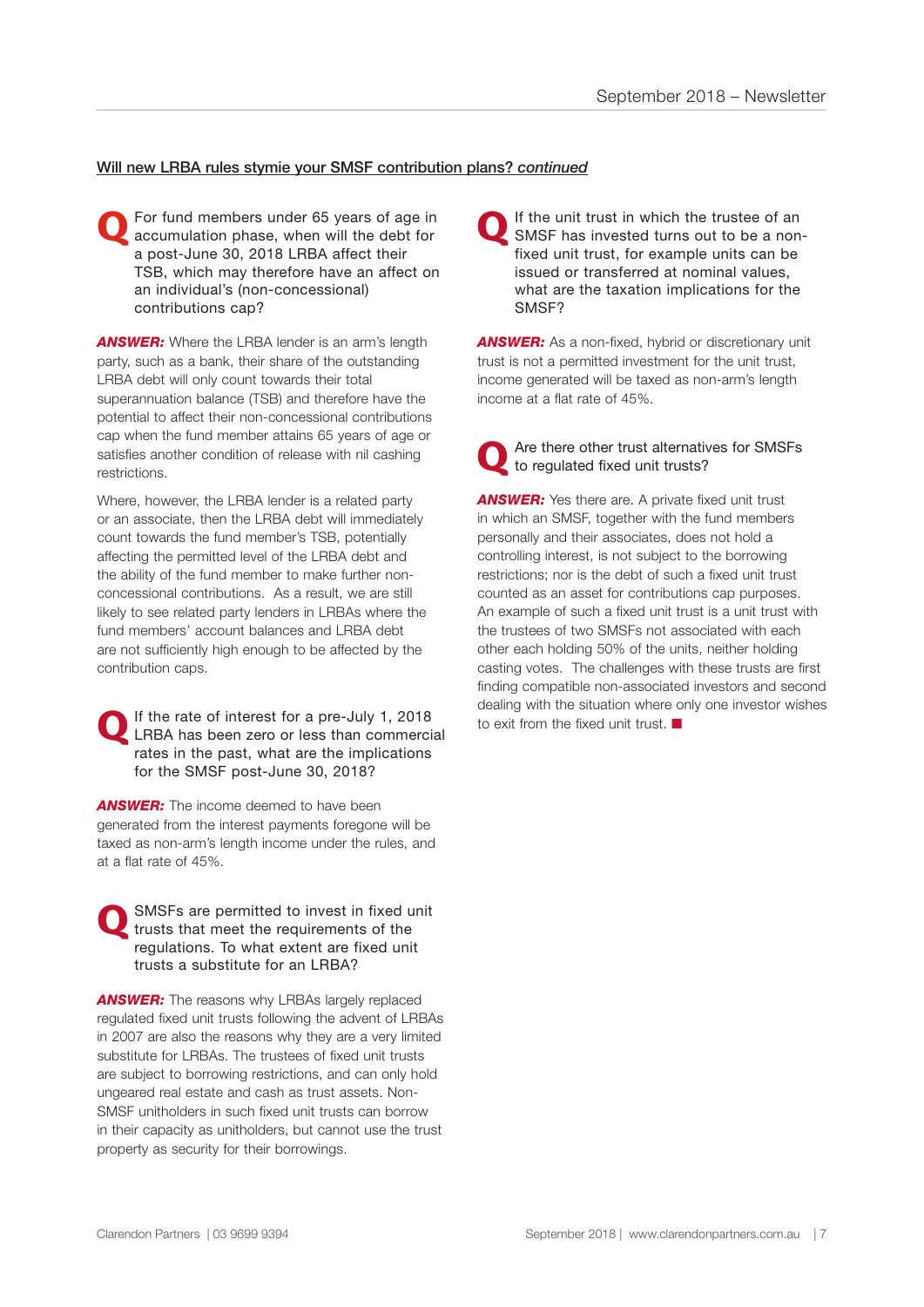## Will new LRBA rules stymie your SMSF contribution plans? *continued*

**Q** For fund members under 65 years of age in accumulation phase, when will the debt for a post-June 30, 2018 LRBA affect their TSB, which may therefore have an affect on an individual's (non-concessional) contributions cap?

***ANSWER:*** Where the LRBA lender is an arm's length party, such as a bank, their share of the outstanding LRBA debt will only count towards their total superannuation balance (TSB) and therefore have the potential to affect their non-concessional contributions cap when the fund member attains 65 years of age or satisfies another condition of release with nil cashing restrictions.

Where, however, the LRBA lender is a related party or an associate, then the LRBA debt will immediately count towards the fund member's TSB, potentially affecting the permitted level of the LRBA debt and the ability of the fund member to make further non-concessional contributions. As a result, we are still likely to see related party lenders in LRBAs where the fund members' account balances and LRBA debt are not sufficiently high enough to be affected by the contribution caps.

**Q** If the rate of interest for a pre-July 1, 2018 LRBA has been zero or less than commercial rates in the past, what are the implications for the SMSF post-June 30, 2018?

***ANSWER:*** The income deemed to have been generated from the interest payments foregone will be taxed as non-arm's length income under the rules, and at a flat rate of 45%.

**Q** SMSFs are permitted to invest in fixed unit trusts that meet the requirements of the regulations. To what extent are fixed unit trusts a substitute for an LRBA?

***ANSWER:*** The reasons why LRBAs largely replaced regulated fixed unit trusts following the advent of LRBAs in 2007 are also the reasons why they are a very limited substitute for LRBAs. The trustees of fixed unit trusts are subject to borrowing restrictions, and can only hold ungeared real estate and cash as trust assets. Non-SMSF unitholders in such fixed unit trusts can borrow in their capacity as unitholders, but cannot use the trust property as security for their borrowings.

**Q** If the unit trust in which the trustee of an SMSF has invested turns out to be a non-fixed unit trust, for example units can be issued or transferred at nominal values, what are the taxation implications for the SMSF?

***ANSWER:*** As a non-fixed, hybrid or discretionary unit trust is not a permitted investment for the unit trust, income generated will be taxed as non-arm's length income at a flat rate of 45%.

**Q** Are there other trust alternatives for SMSFs to regulated fixed unit trusts?

***ANSWER:*** Yes there are. A private fixed unit trust in which an SMSF, together with the fund members personally and their associates, does not hold a controlling interest, is not subject to the borrowing restrictions; nor is the debt of such a fixed unit trust counted as an asset for contributions cap purposes. An example of such a fixed unit trust is a unit trust with the trustees of two SMSFs not associated with each other each holding 50% of the units, neither holding casting votes. The challenges with these trusts are first finding compatible non-associated investors and second dealing with the situation where only one investor wishes to exit from the fixed unit trust. ■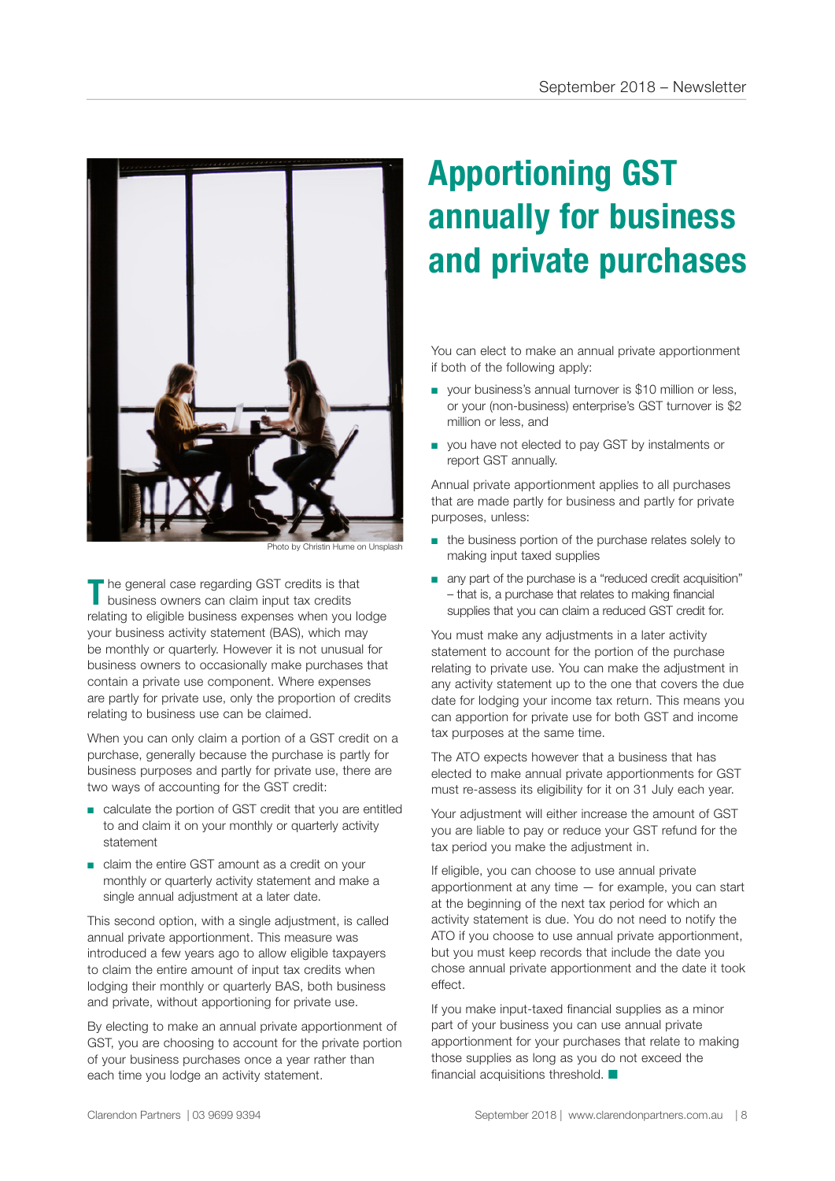# Apportioning GST annually for business and private purchases

Photo by Christin Hume on Unsplash

The general case regarding GST credits is that business owners can claim input tax credits relating to eligible business expenses when you lodge your business activity statement (BAS), which may be monthly or quarterly. However it is not unusual for business owners to occasionally make purchases that contain a private use component. Where expenses are partly for private use, only the proportion of credits relating to business use can be claimed.

When you can only claim a portion of a GST credit on a purchase, generally because the purchase is partly for business purposes and partly for private use, there are two ways of accounting for the GST credit:

- calculate the portion of GST credit that you are entitled to and claim it on your monthly or quarterly activity statement
- claim the entire GST amount as a credit on your monthly or quarterly activity statement and make a single annual adjustment at a later date.

This second option, with a single adjustment, is called annual private apportionment. This measure was introduced a few years ago to allow eligible taxpayers to claim the entire amount of input tax credits when lodging their monthly or quarterly BAS, both business and private, without apportioning for private use.

By electing to make an annual private apportionment of GST, you are choosing to account for the private portion of your business purchases once a year rather than each time you lodge an activity statement.

You can elect to make an annual private apportionment if both of the following apply:

- your business's annual turnover is $10 million or less, or your (non-business) enterprise's GST turnover is $2 million or less, and
- you have not elected to pay GST by instalments or report GST annually.

Annual private apportionment applies to all purchases that are made partly for business and partly for private purposes, unless:

- the business portion of the purchase relates solely to making input taxed supplies
- any part of the purchase is a "reduced credit acquisition" – that is, a purchase that relates to making financial supplies that you can claim a reduced GST credit for.

You must make any adjustments in a later activity statement to account for the portion of the purchase relating to private use. You can make the adjustment in any activity statement up to the one that covers the due date for lodging your income tax return. This means you can apportion for private use for both GST and income tax purposes at the same time.

The ATO expects however that a business that has elected to make annual private apportionments for GST must re-assess its eligibility for it on 31 July each year.

Your adjustment will either increase the amount of GST you are liable to pay or reduce your GST refund for the tax period you make the adjustment in.

If eligible, you can choose to use annual private apportionment at any time — for example, you can start at the beginning of the next tax period for which an activity statement is due. You do not need to notify the ATO if you choose to use annual private apportionment, but you must keep records that include the date you chose annual private apportionment and the date it took effect.

If you make input-taxed financial supplies as a minor part of your business you can use annual private apportionment for your purchases that relate to making those supplies as long as you do not exceed the financial acquisitions threshold. ■